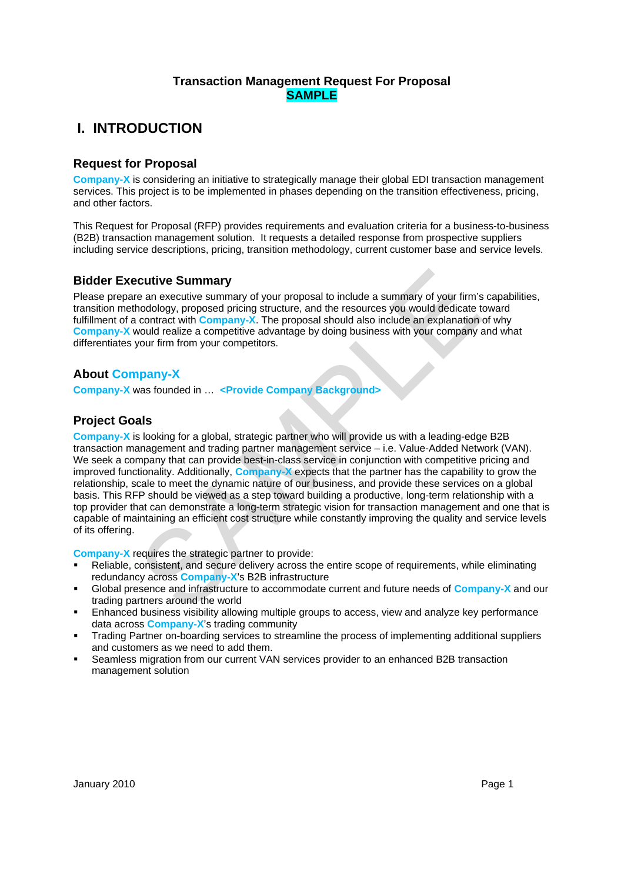**Transaction Management Request For Proposal**
**SAMPLE**

# I. INTRODUCTION

## Request for Proposal

**Company-X** is considering an initiative to strategically manage their global EDI transaction management services. This project is to be implemented in phases depending on the transition effectiveness, pricing, and other factors.

This Request for Proposal (RFP) provides requirements and evaluation criteria for a business-to-business (B2B) transaction management solution. It requests a detailed response from prospective suppliers including service descriptions, pricing, transition methodology, current customer base and service levels.

## Bidder Executive Summary

Please prepare an executive summary of your proposal to include a summary of your firm's capabilities, transition methodology, proposed pricing structure, and the resources you would dedicate toward fulfillment of a contract with **Company-X**. The proposal should also include an explanation of why **Company-X** would realize a competitive advantage by doing business with your company and what differentiates your firm from your competitors.

## About Company-X

**Company-X** was founded in … **<Provide Company Background>**

## Project Goals

**Company-X** is looking for a global, strategic partner who will provide us with a leading-edge B2B transaction management and trading partner management service – i.e. Value-Added Network (VAN). We seek a company that can provide best-in-class service in conjunction with competitive pricing and improved functionality. Additionally, **Company-X** expects that the partner has the capability to grow the relationship, scale to meet the dynamic nature of our business, and provide these services on a global basis. This RFP should be viewed as a step toward building a productive, long-term relationship with a top provider that can demonstrate a long-term strategic vision for transaction management and one that is capable of maintaining an efficient cost structure while constantly improving the quality and service levels of its offering.

**Company-X** requires the strategic partner to provide:

- Reliable, consistent, and secure delivery across the entire scope of requirements, while eliminating redundancy across **Company-X**'s B2B infrastructure
- Global presence and infrastructure to accommodate current and future needs of **Company-X** and our trading partners around the world
- Enhanced business visibility allowing multiple groups to access, view and analyze key performance data across **Company-X**'s trading community
- Trading Partner on-boarding services to streamline the process of implementing additional suppliers and customers as we need to add them.
- Seamless migration from our current VAN services provider to an enhanced B2B transaction management solution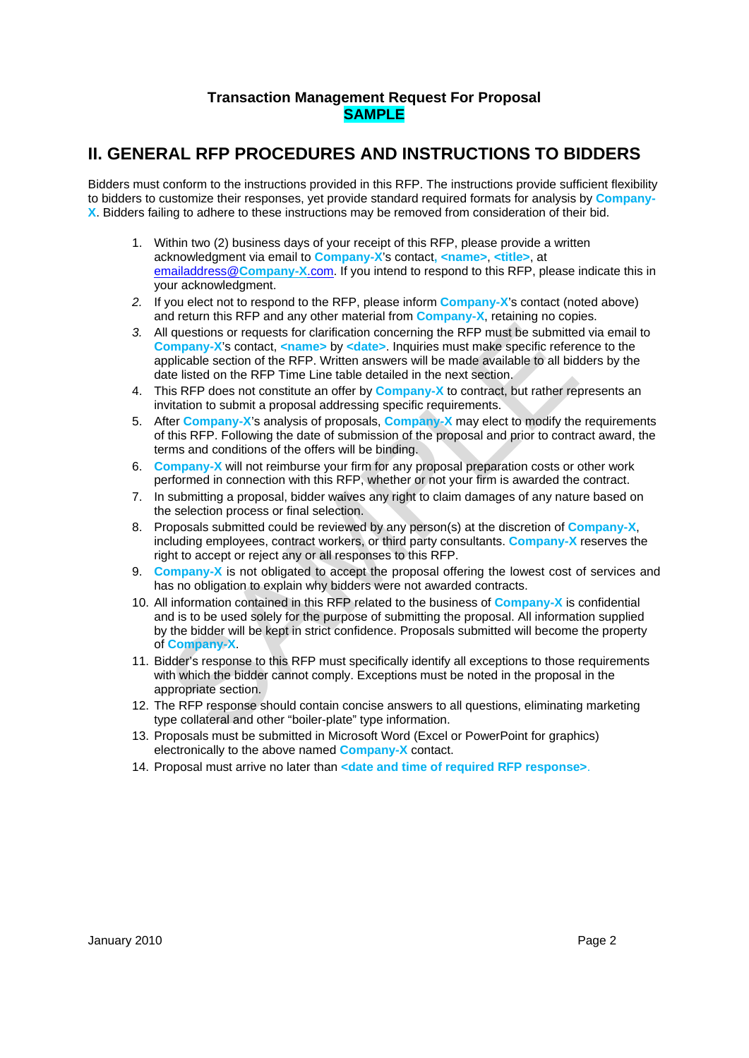**Transaction Management Request For Proposal**
**SAMPLE**

## II. GENERAL RFP PROCEDURES AND INSTRUCTIONS TO BIDDERS

Bidders must conform to the instructions provided in this RFP. The instructions provide sufficient flexibility to bidders to customize their responses, yet provide standard required formats for analysis by **Company-X**. Bidders failing to adhere to these instructions may be removed from consideration of their bid.

1. Within two (2) business days of your receipt of this RFP, please provide a written acknowledgment via email to **Company-X**'s contact, **<name>**, **<title>**, at emailaddress@Company-X.com. If you intend to respond to this RFP, please indicate this in your acknowledgment.
2. If you elect not to respond to the RFP, please inform **Company-X**'s contact (noted above) and return this RFP and any other material from **Company-X**, retaining no copies.
3. All questions or requests for clarification concerning the RFP must be submitted via email to **Company-X**'s contact, **<name>** by **<date>**. Inquiries must make specific reference to the applicable section of the RFP. Written answers will be made available to all bidders by the date listed on the RFP Time Line table detailed in the next section.
4. This RFP does not constitute an offer by **Company-X** to contract, but rather represents an invitation to submit a proposal addressing specific requirements.
5. After **Company-X**'s analysis of proposals, **Company-X** may elect to modify the requirements of this RFP. Following the date of submission of the proposal and prior to contract award, the terms and conditions of the offers will be binding.
6. **Company-X** will not reimburse your firm for any proposal preparation costs or other work performed in connection with this RFP, whether or not your firm is awarded the contract.
7. In submitting a proposal, bidder waives any right to claim damages of any nature based on the selection process or final selection.
8. Proposals submitted could be reviewed by any person(s) at the discretion of **Company-X**, including employees, contract workers, or third party consultants. **Company-X** reserves the right to accept or reject any or all responses to this RFP.
9. **Company-X** is not obligated to accept the proposal offering the lowest cost of services and has no obligation to explain why bidders were not awarded contracts.
10. All information contained in this RFP related to the business of **Company-X** is confidential and is to be used solely for the purpose of submitting the proposal. All information supplied by the bidder will be kept in strict confidence. Proposals submitted will become the property of **Company-X**.
11. Bidder's response to this RFP must specifically identify all exceptions to those requirements with which the bidder cannot comply. Exceptions must be noted in the proposal in the appropriate section.
12. The RFP response should contain concise answers to all questions, eliminating marketing type collateral and other "boiler-plate" type information.
13. Proposals must be submitted in Microsoft Word (Excel or PowerPoint for graphics) electronically to the above named **Company-X** contact.
14. Proposal must arrive no later than **<date and time of required RFP response>**.

January 2010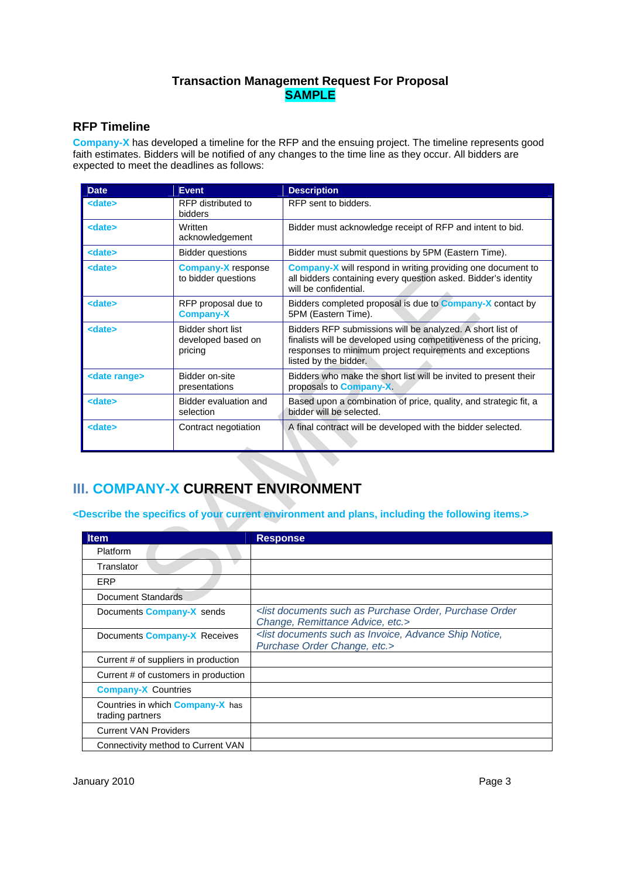**Transaction Management Request For Proposal**
**SAMPLE**

## RFP Timeline

**Company-X** has developed a timeline for the RFP and the ensuing project. The timeline represents good faith estimates. Bidders will be notified of any changes to the time line as they occur. All bidders are expected to meet the deadlines as follows:

| Date | Event | Description |
|---|---|---|
| <date> | RFP distributed to bidders | RFP sent to bidders. |
| <date> | Written acknowledgement | Bidder must acknowledge receipt of RFP and intent to bid. |
| <date> | Bidder questions | Bidder must submit questions by 5PM (Eastern Time). |
| <date> | **Company-X** response to bidder questions | **Company-X** will respond in writing providing one document to all bidders containing every question asked. Bidder's identity will be confidential. |
| <date> | RFP proposal due to **Company-X** | Bidders completed proposal is due to **Company-X** contact by 5PM (Eastern Time). |
| <date> | Bidder short list developed based on pricing | Bidders RFP submissions will be analyzed. A short list of finalists will be developed using competitiveness of the pricing, responses to minimum project requirements and exceptions listed by the bidder. |
| <date range> | Bidder on-site presentations | Bidders who make the short list will be invited to present their proposals to **Company-X**. |
| <date> | Bidder evaluation and selection | Based upon a combination of price, quality, and strategic fit, a bidder will be selected. |
| <date> | Contract negotiation | A final contract will be developed with the bidder selected. |

# III. COMPANY-X CURRENT ENVIRONMENT

**<Describe the specifics of your current environment and plans, including the following items.>**

| Item | Response |
|---|---|
| Platform | |
| Translator | |
| ERP | |
| Document Standards | |
| Documents **Company-X** sends | *<list documents such as Purchase Order, Purchase Order Change, Remittance Advice, etc.>* |
| Documents **Company-X** Receives | *<list documents such as Invoice, Advance Ship Notice, Purchase Order Change, etc.>* |
| Current # of suppliers in production | |
| Current # of customers in production | |
| **Company-X** Countries | |
| Countries in which **Company-X** has trading partners | |
| Current VAN Providers | |
| Connectivity method to Current VAN | |

January 2010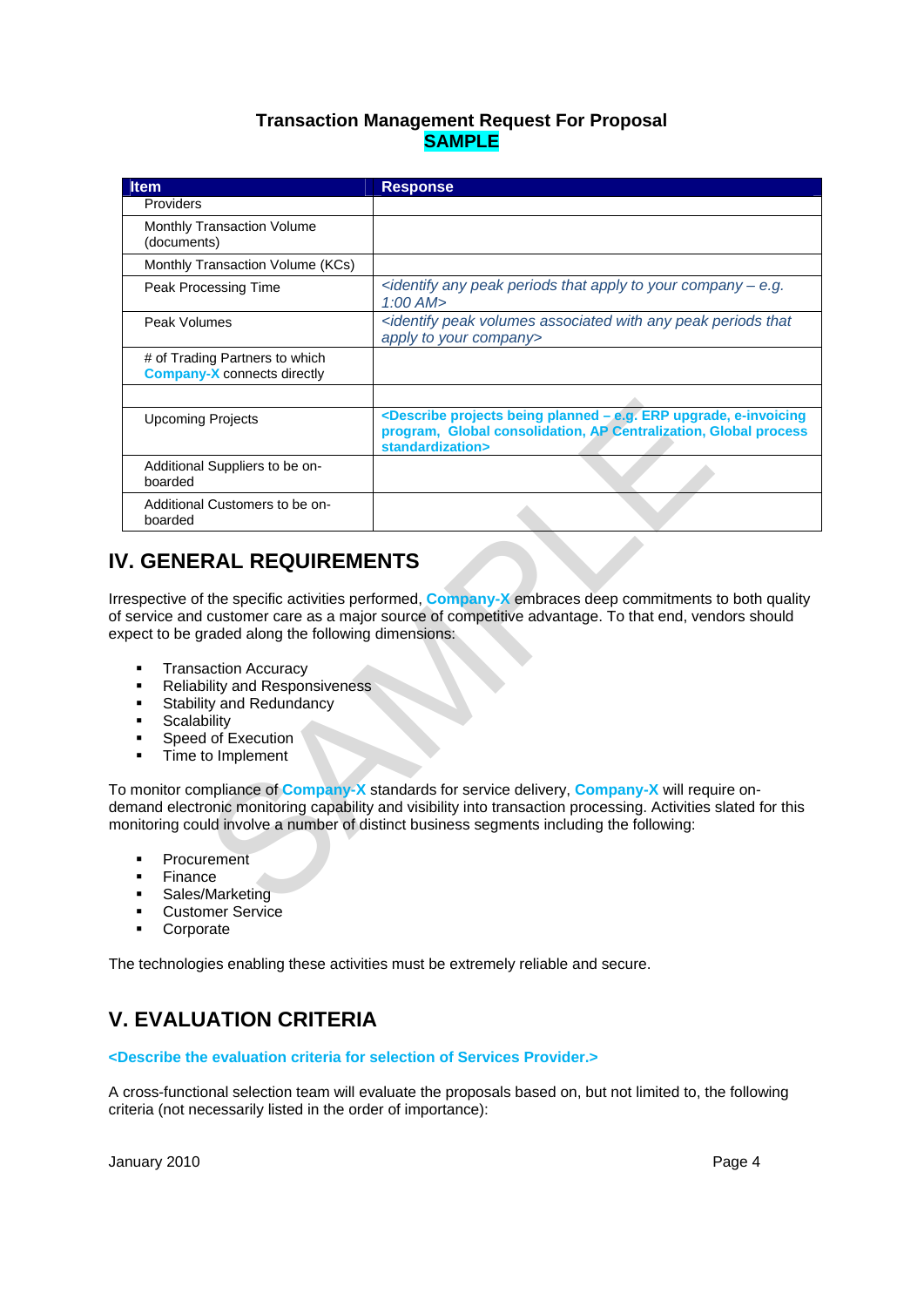# Transaction Management Request For Proposal

**SAMPLE**

| Item | Response |
|---|---|
| Providers | |
| Monthly Transaction Volume (documents) | |
| Monthly Transaction Volume (KCs) | |
| Peak Processing Time | *<identify any peak periods that apply to your company – e.g. 1:00 AM>* |
| Peak Volumes | *<identify peak volumes associated with any peak periods that apply to your company>* |
| # of Trading Partners to which **Company-X** connects directly | |
| | |
| Upcoming Projects | **<Describe projects being planned – e.g. ERP upgrade, e-invoicing program, Global consolidation, AP Centralization, Global process standardization>** |
| Additional Suppliers to be on-boarded | |
| Additional Customers to be on-boarded | |

## IV. GENERAL REQUIREMENTS

Irrespective of the specific activities performed, **Company-X** embraces deep commitments to both quality of service and customer care as a major source of competitive advantage. To that end, vendors should expect to be graded along the following dimensions:

- Transaction Accuracy
- Reliability and Responsiveness
- Stability and Redundancy
- Scalability
- Speed of Execution
- Time to Implement

To monitor compliance of **Company-X** standards for service delivery, **Company-X** will require on-demand electronic monitoring capability and visibility into transaction processing. Activities slated for this monitoring could involve a number of distinct business segments including the following:

- Procurement
- Finance
- Sales/Marketing
- Customer Service
- Corporate

The technologies enabling these activities must be extremely reliable and secure.

## V. EVALUATION CRITERIA

**<Describe the evaluation criteria for selection of Services Provider.>**

A cross-functional selection team will evaluate the proposals based on, but not limited to, the following criteria (not necessarily listed in the order of importance):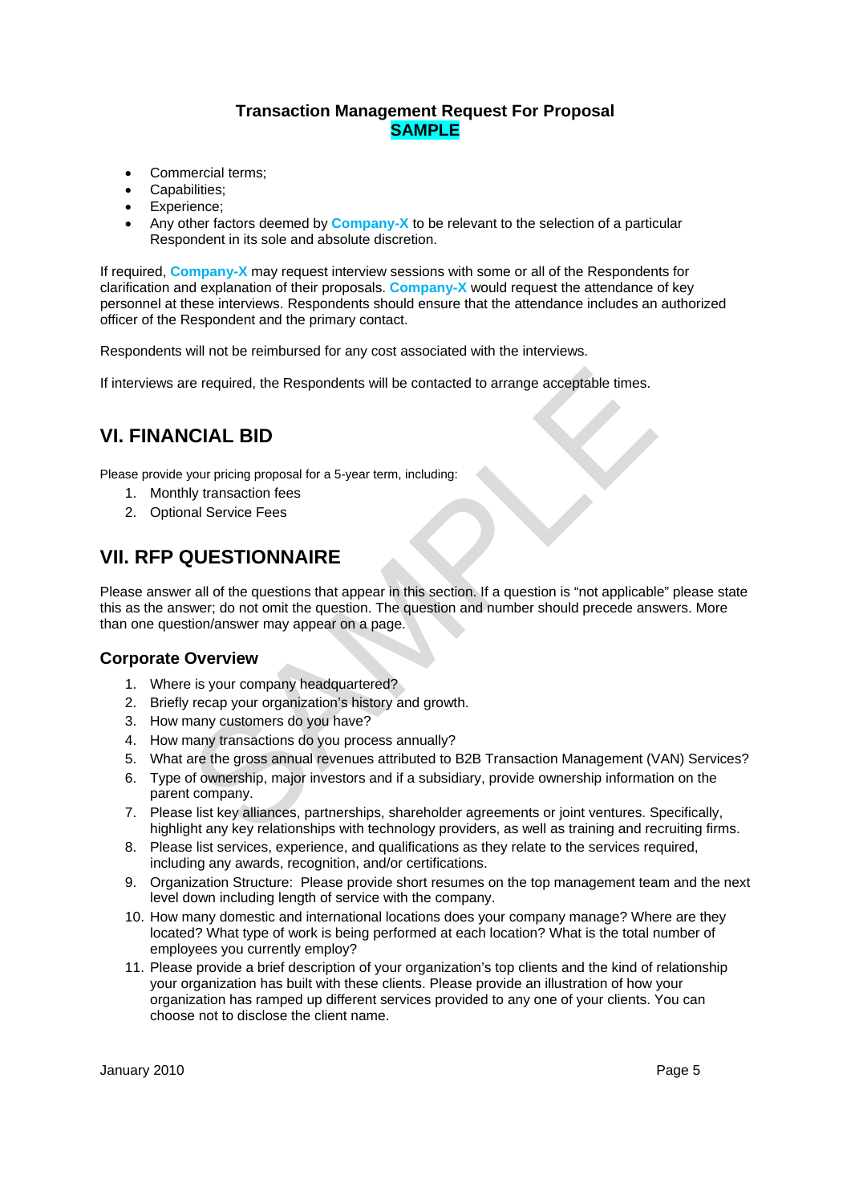- Commercial terms;
- Capabilities;
- Experience;
- Any other factors deemed by **Company-X** to be relevant to the selection of a particular Respondent in its sole and absolute discretion.

If required, **Company-X** may request interview sessions with some or all of the Respondents for clarification and explanation of their proposals. **Company-X** would request the attendance of key personnel at these interviews. Respondents should ensure that the attendance includes an authorized officer of the Respondent and the primary contact.

Respondents will not be reimbursed for any cost associated with the interviews.

If interviews are required, the Respondents will be contacted to arrange acceptable times.

## VI. FINANCIAL BID

Please provide your pricing proposal for a 5-year term, including:

1. Monthly transaction fees
2. Optional Service Fees

## VII. RFP QUESTIONNAIRE

Please answer all of the questions that appear in this section. If a question is "not applicable" please state this as the answer; do not omit the question. The question and number should precede answers. More than one question/answer may appear on a page.

### Corporate Overview

1. Where is your company headquartered?
2. Briefly recap your organization's history and growth.
3. How many customers do you have?
4. How many transactions do you process annually?
5. What are the gross annual revenues attributed to B2B Transaction Management (VAN) Services?
6. Type of ownership, major investors and if a subsidiary, provide ownership information on the parent company.
7. Please list key alliances, partnerships, shareholder agreements or joint ventures. Specifically, highlight any key relationships with technology providers, as well as training and recruiting firms.
8. Please list services, experience, and qualifications as they relate to the services required, including any awards, recognition, and/or certifications.
9. Organization Structure: Please provide short resumes on the top management team and the next level down including length of service with the company.
10. How many domestic and international locations does your company manage? Where are they located? What type of work is being performed at each location? What is the total number of employees you currently employ?
11. Please provide a brief description of your organization's top clients and the kind of relationship your organization has built with these clients. Please provide an illustration of how your organization has ramped up different services provided to any one of your clients. You can choose not to disclose the client name.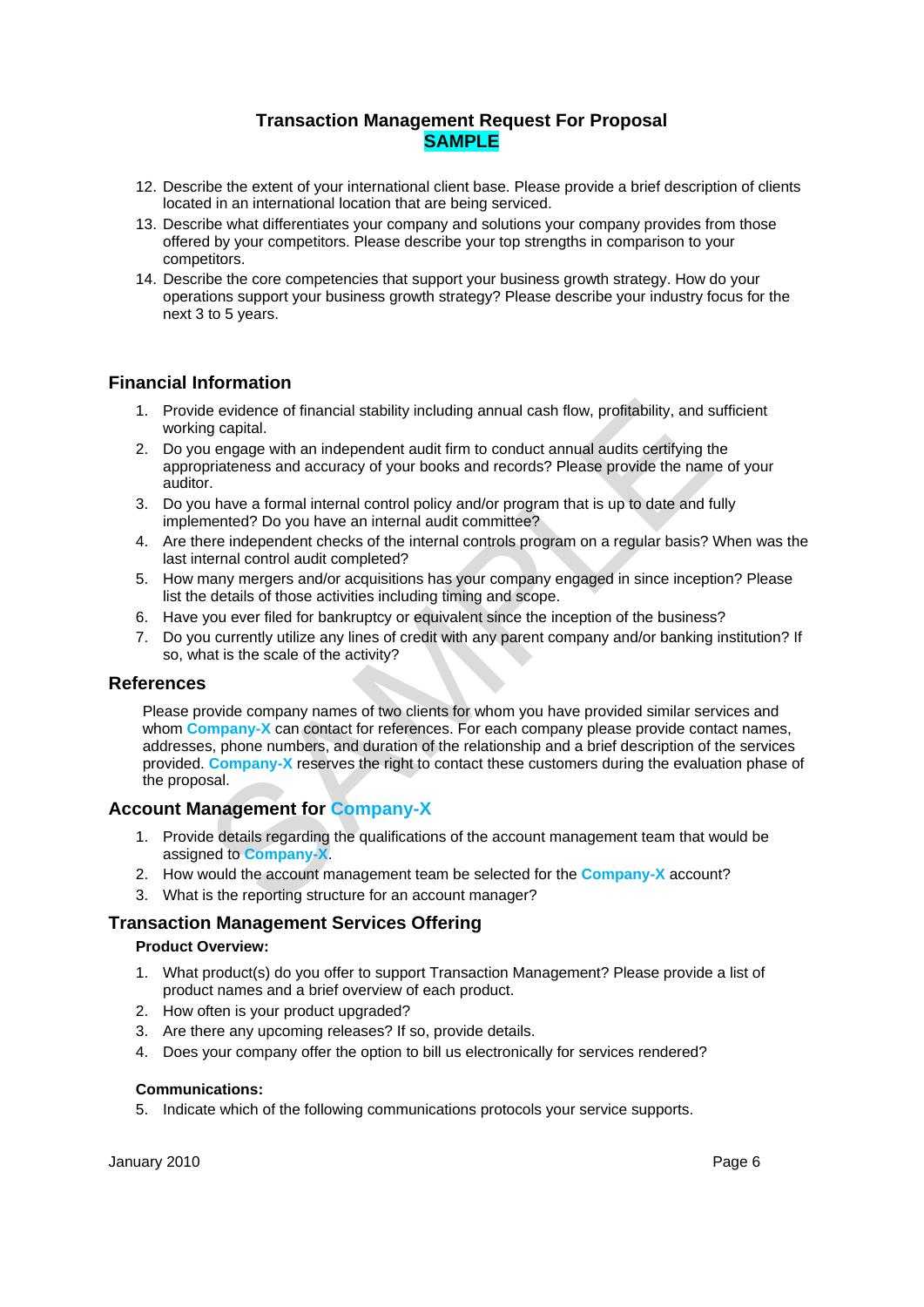**Transaction Management Request For Proposal**
**SAMPLE**

12. Describe the extent of your international client base. Please provide a brief description of clients located in an international location that are being serviced.
13. Describe what differentiates your company and solutions your company provides from those offered by your competitors. Please describe your top strengths in comparison to your competitors.
14. Describe the core competencies that support your business growth strategy. How do your operations support your business growth strategy? Please describe your industry focus for the next 3 to 5 years.

## Financial Information

1. Provide evidence of financial stability including annual cash flow, profitability, and sufficient working capital.
2. Do you engage with an independent audit firm to conduct annual audits certifying the appropriateness and accuracy of your books and records? Please provide the name of your auditor.
3. Do you have a formal internal control policy and/or program that is up to date and fully implemented? Do you have an internal audit committee?
4. Are there independent checks of the internal controls program on a regular basis? When was the last internal control audit completed?
5. How many mergers and/or acquisitions has your company engaged in since inception? Please list the details of those activities including timing and scope.
6. Have you ever filed for bankruptcy or equivalent since the inception of the business?
7. Do you currently utilize any lines of credit with any parent company and/or banking institution? If so, what is the scale of the activity?

## References

Please provide company names of two clients for whom you have provided similar services and whom **Company-X** can contact for references. For each company please provide contact names, addresses, phone numbers, and duration of the relationship and a brief description of the services provided. **Company-X** reserves the right to contact these customers during the evaluation phase of the proposal.

## Account Management for Company-X

1. Provide details regarding the qualifications of the account management team that would be assigned to **Company-X**.
2. How would the account management team be selected for the **Company-X** account?
3. What is the reporting structure for an account manager?

## Transaction Management Services Offering

### Product Overview:

1. What product(s) do you offer to support Transaction Management? Please provide a list of product names and a brief overview of each product.
2. How often is your product upgraded?
3. Are there any upcoming releases? If so, provide details.
4. Does your company offer the option to bill us electronically for services rendered?

### Communications:

5. Indicate which of the following communications protocols your service supports.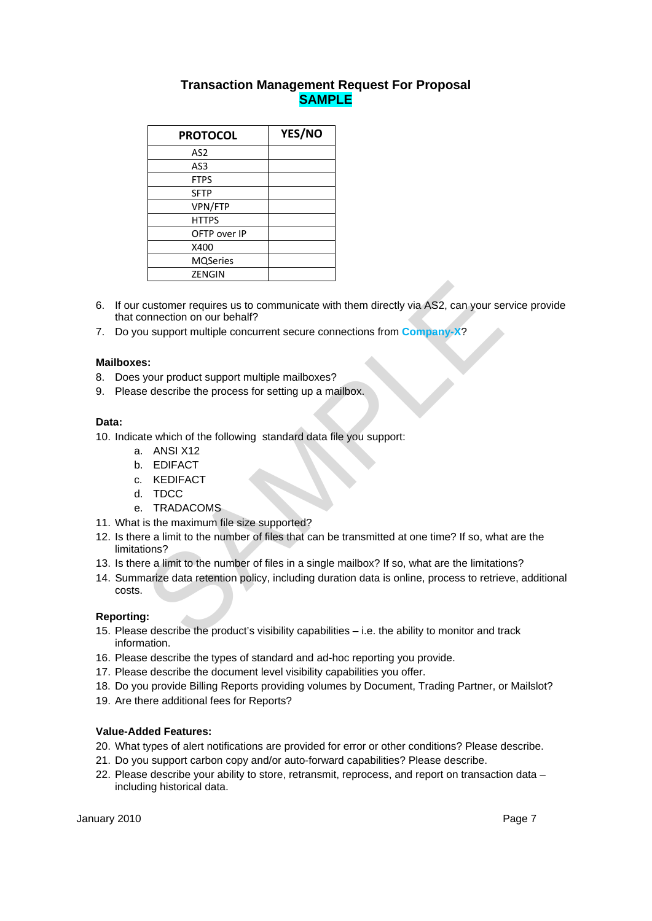# Transaction Management Request For Proposal
**SAMPLE**

| PROTOCOL | YES/NO |
|---|---|
| AS2 | |
| AS3 | |
| FTPS | |
| SFTP | |
| VPN/FTP | |
| HTTPS | |
| OFTP over IP | |
| X400 | |
| MQSeries | |
| ZENGIN | |

6. If our customer requires us to communicate with them directly via AS2, can your service provide that connection on our behalf?
7. Do you support multiple concurrent secure connections from **Company-X**?

**Mailboxes:**

8. Does your product support multiple mailboxes?
9. Please describe the process for setting up a mailbox.

**Data:**

10. Indicate which of the following standard data file you support:
    a. ANSI X12
    b. EDIFACT
    c. KEDIFACT
    d. TDCC
    e. TRADACOMS
11. What is the maximum file size supported?
12. Is there a limit to the number of files that can be transmitted at one time? If so, what are the limitations?
13. Is there a limit to the number of files in a single mailbox? If so, what are the limitations?
14. Summarize data retention policy, including duration data is online, process to retrieve, additional costs.

**Reporting:**

15. Please describe the product's visibility capabilities – i.e. the ability to monitor and track information.
16. Please describe the types of standard and ad-hoc reporting you provide.
17. Please describe the document level visibility capabilities you offer.
18. Do you provide Billing Reports providing volumes by Document, Trading Partner, or Mailslot?
19. Are there additional fees for Reports?

**Value-Added Features:**

20. What types of alert notifications are provided for error or other conditions? Please describe.
21. Do you support carbon copy and/or auto-forward capabilities? Please describe.
22. Please describe your ability to store, retransmit, reprocess, and report on transaction data – including historical data.

January 2010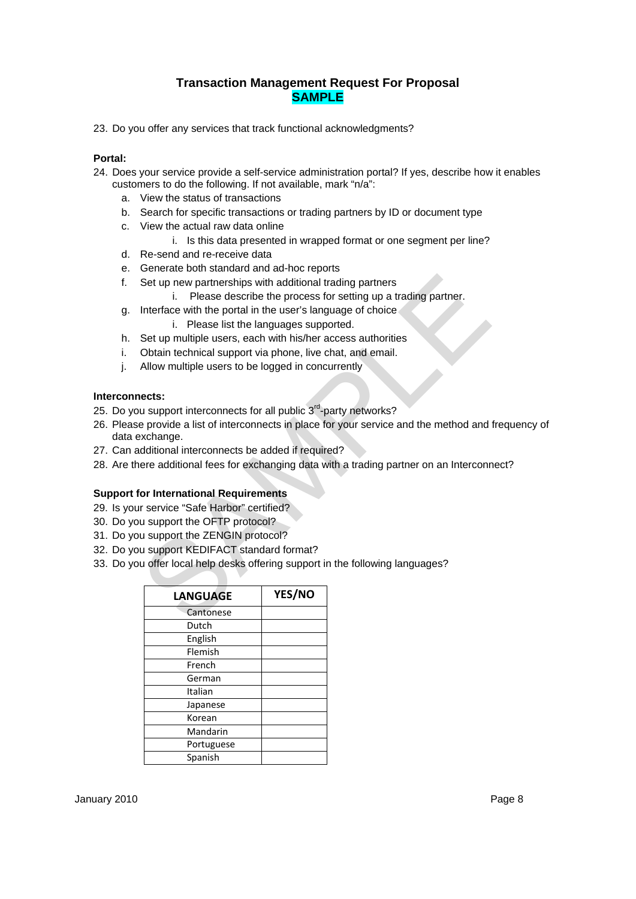# Transaction Management Request For Proposal
## SAMPLE

23. Do you offer any services that track functional acknowledgments?

**Portal:**

24. Does your service provide a self-service administration portal? If yes, describe how it enables customers to do the following. If not available, mark "n/a":
    a. View the status of transactions
    b. Search for specific transactions or trading partners by ID or document type
    c. View the actual raw data online
        i. Is this data presented in wrapped format or one segment per line?
    d. Re-send and re-receive data
    e. Generate both standard and ad-hoc reports
    f. Set up new partnerships with additional trading partners
        i. Please describe the process for setting up a trading partner.
    g. Interface with the portal in the user's language of choice
        i. Please list the languages supported.
    h. Set up multiple users, each with his/her access authorities
    i. Obtain technical support via phone, live chat, and email.
    j. Allow multiple users to be logged in concurrently

**Interconnects:**

25. Do you support interconnects for all public 3rd-party networks?
26. Please provide a list of interconnects in place for your service and the method and frequency of data exchange.
27. Can additional interconnects be added if required?
28. Are there additional fees for exchanging data with a trading partner on an Interconnect?

**Support for International Requirements**

29. Is your service "Safe Harbor" certified?
30. Do you support the OFTP protocol?
31. Do you support the ZENGIN protocol?
32. Do you support KEDIFACT standard format?
33. Do you offer local help desks offering support in the following languages?

| LANGUAGE | YES/NO |
|---|---|
| Cantonese | |
| Dutch | |
| English | |
| Flemish | |
| French | |
| German | |
| Italian | |
| Japanese | |
| Korean | |
| Mandarin | |
| Portuguese | |
| Spanish | |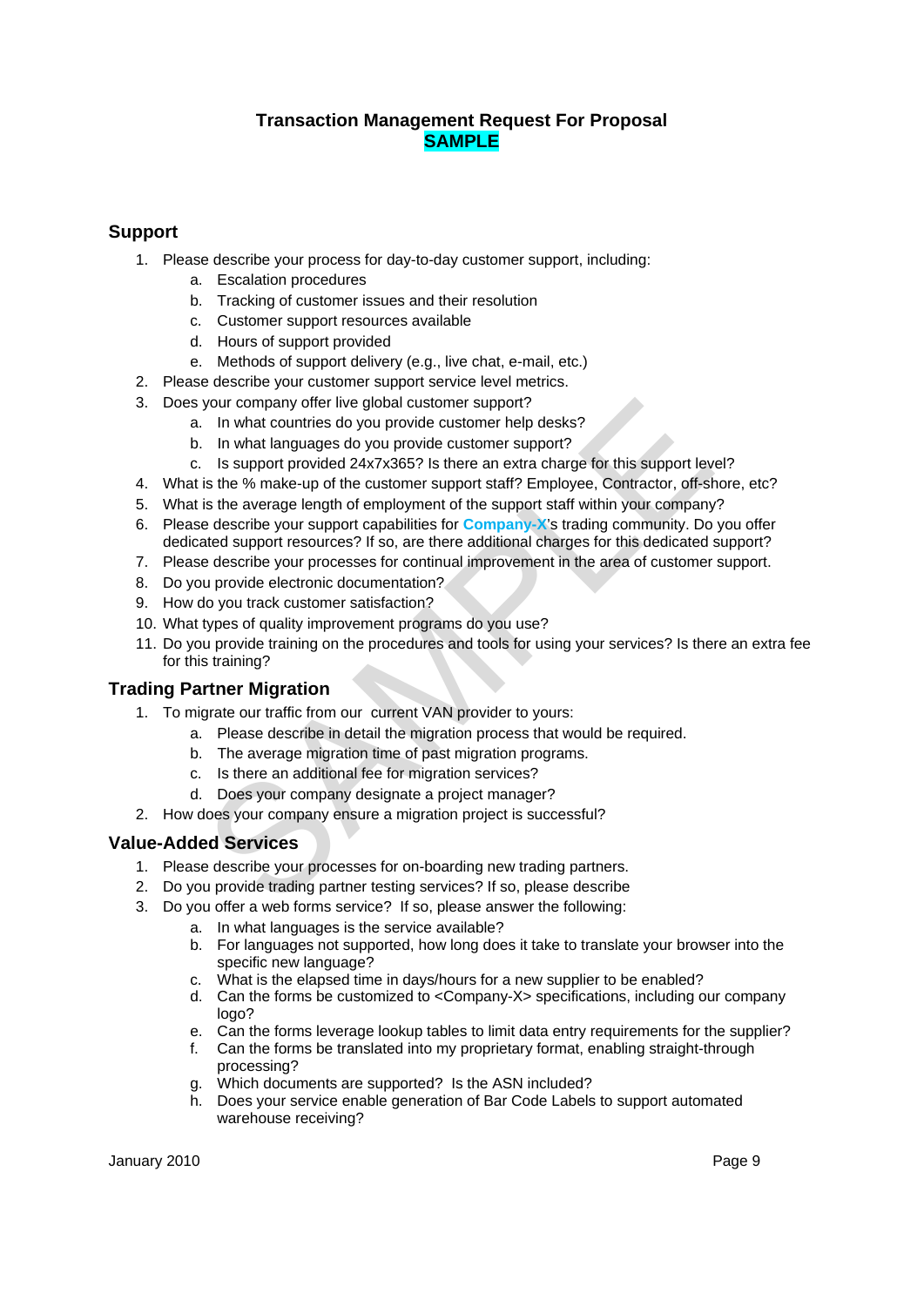**Transaction Management Request For Proposal**
**SAMPLE**

## Support

1. Please describe your process for day-to-day customer support, including:
    a. Escalation procedures
    b. Tracking of customer issues and their resolution
    c. Customer support resources available
    d. Hours of support provided
    e. Methods of support delivery (e.g., live chat, e-mail, etc.)
2. Please describe your customer support service level metrics.
3. Does your company offer live global customer support?
    a. In what countries do you provide customer help desks?
    b. In what languages do you provide customer support?
    c. Is support provided 24x7x365? Is there an extra charge for this support level?
4. What is the % make-up of the customer support staff? Employee, Contractor, off-shore, etc?
5. What is the average length of employment of the support staff within your company?
6. Please describe your support capabilities for **Company-X**'s trading community. Do you offer dedicated support resources? If so, are there additional charges for this dedicated support?
7. Please describe your processes for continual improvement in the area of customer support.
8. Do you provide electronic documentation?
9. How do you track customer satisfaction?
10. What types of quality improvement programs do you use?
11. Do you provide training on the procedures and tools for using your services? Is there an extra fee for this training?

## Trading Partner Migration

1. To migrate our traffic from our current VAN provider to yours:
    a. Please describe in detail the migration process that would be required.
    b. The average migration time of past migration programs.
    c. Is there an additional fee for migration services?
    d. Does your company designate a project manager?
2. How does your company ensure a migration project is successful?

## Value-Added Services

1. Please describe your processes for on-boarding new trading partners.
2. Do you provide trading partner testing services? If so, please describe
3. Do you offer a web forms service? If so, please answer the following:
    a. In what languages is the service available?
    b. For languages not supported, how long does it take to translate your browser into the specific new language?
    c. What is the elapsed time in days/hours for a new supplier to be enabled?
    d. Can the forms be customized to <Company-X> specifications, including our company logo?
    e. Can the forms leverage lookup tables to limit data entry requirements for the supplier?
    f. Can the forms be translated into my proprietary format, enabling straight-through processing?
    g. Which documents are supported? Is the ASN included?
    h. Does your service enable generation of Bar Code Labels to support automated warehouse receiving?

January 2010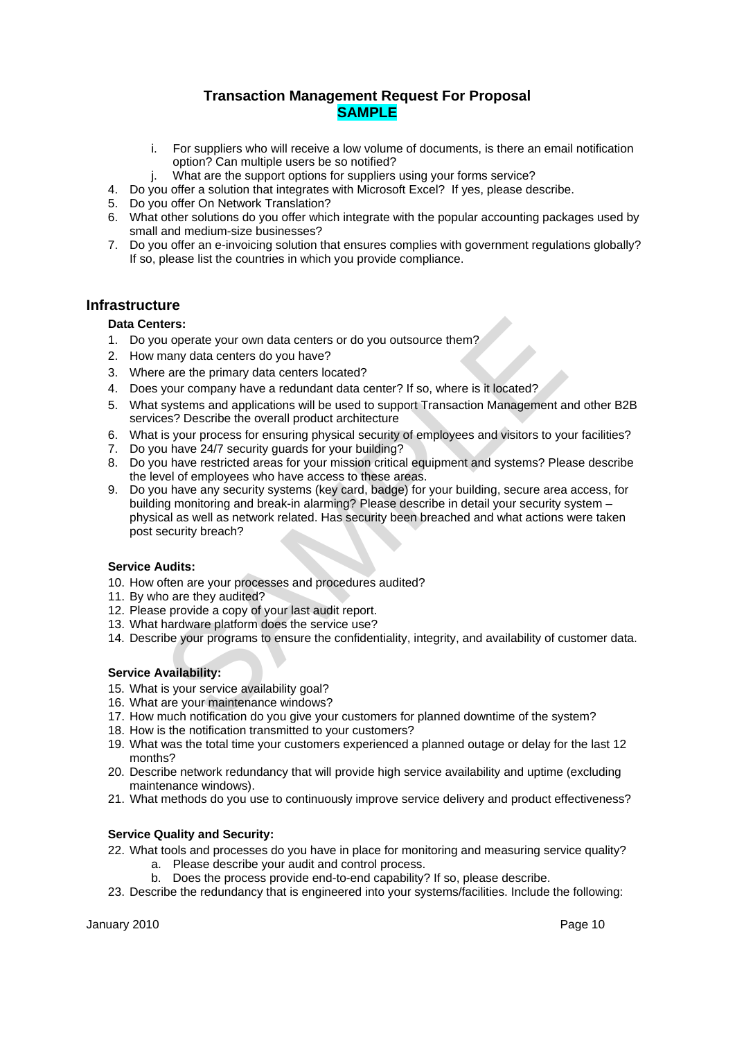i. For suppliers who will receive a low volume of documents, is there an email notification option? Can multiple users be so notified?
j. What are the support options for suppliers using your forms service?

4. Do you offer a solution that integrates with Microsoft Excel? If yes, please describe.
5. Do you offer On Network Translation?
6. What other solutions do you offer which integrate with the popular accounting packages used by small and medium-size businesses?
7. Do you offer an e-invoicing solution that ensures complies with government regulations globally? If so, please list the countries in which you provide compliance.

## Infrastructure

### Data Centers:

1. Do you operate your own data centers or do you outsource them?
2. How many data centers do you have?
3. Where are the primary data centers located?
4. Does your company have a redundant data center? If so, where is it located?
5. What systems and applications will be used to support Transaction Management and other B2B services? Describe the overall product architecture
6. What is your process for ensuring physical security of employees and visitors to your facilities?
7. Do you have 24/7 security guards for your building?
8. Do you have restricted areas for your mission critical equipment and systems? Please describe the level of employees who have access to these areas.
9. Do you have any security systems (key card, badge) for your building, secure area access, for building monitoring and break-in alarming? Please describe in detail your security system – physical as well as network related. Has security been breached and what actions were taken post security breach?

### Service Audits:

10. How often are your processes and procedures audited?
11. By who are they audited?
12. Please provide a copy of your last audit report.
13. What hardware platform does the service use?
14. Describe your programs to ensure the confidentiality, integrity, and availability of customer data.

### Service Availability:

15. What is your service availability goal?
16. What are your maintenance windows?
17. How much notification do you give your customers for planned downtime of the system?
18. How is the notification transmitted to your customers?
19. What was the total time your customers experienced a planned outage or delay for the last 12 months?
20. Describe network redundancy that will provide high service availability and uptime (excluding maintenance windows).
21. What methods do you use to continuously improve service delivery and product effectiveness?

### Service Quality and Security:

22. What tools and processes do you have in place for monitoring and measuring service quality?
    a. Please describe your audit and control process.
    b. Does the process provide end-to-end capability? If so, please describe.
23. Describe the redundancy that is engineered into your systems/facilities. Include the following: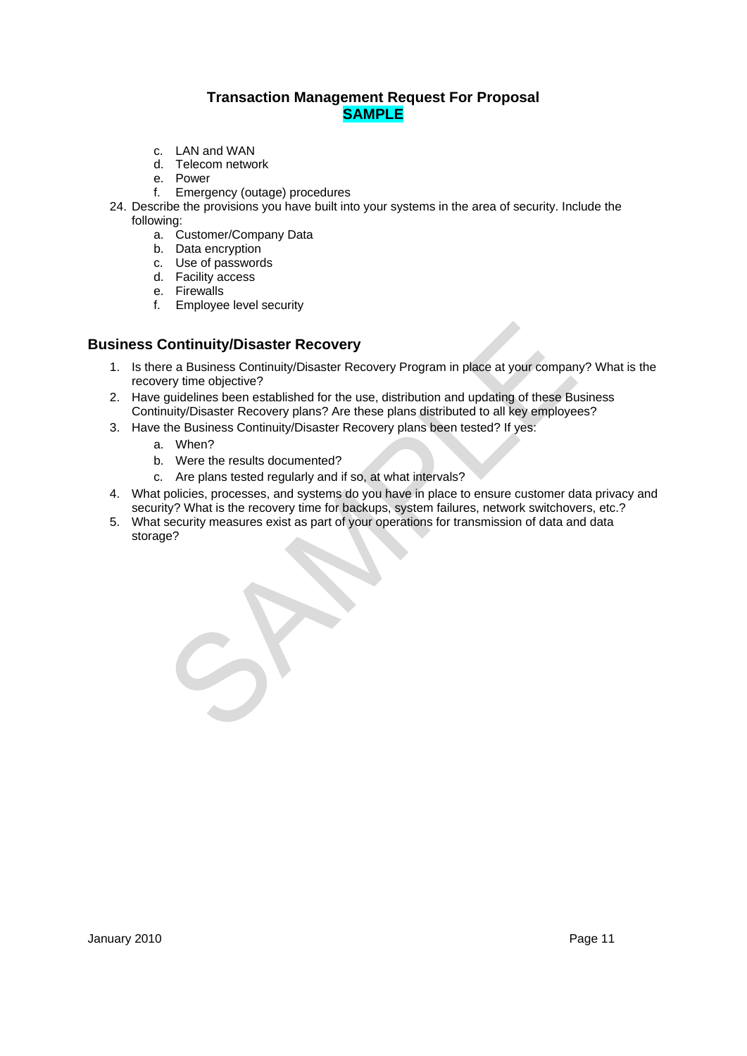c. LAN and WAN
d. Telecom network
e. Power
f. Emergency (outage) procedures

24. Describe the provisions you have built into your systems in the area of security. Include the following:
    a. Customer/Company Data
    b. Data encryption
    c. Use of passwords
    d. Facility access
    e. Firewalls
    f. Employee level security

## Business Continuity/Disaster Recovery

1. Is there a Business Continuity/Disaster Recovery Program in place at your company? What is the recovery time objective?
2. Have guidelines been established for the use, distribution and updating of these Business Continuity/Disaster Recovery plans? Are these plans distributed to all key employees?
3. Have the Business Continuity/Disaster Recovery plans been tested? If yes:
    a. When?
    b. Were the results documented?
    c. Are plans tested regularly and if so, at what intervals?
4. What policies, processes, and systems do you have in place to ensure customer data privacy and security? What is the recovery time for backups, system failures, network switchovers, etc.?
5. What security measures exist as part of your operations for transmission of data and data storage?